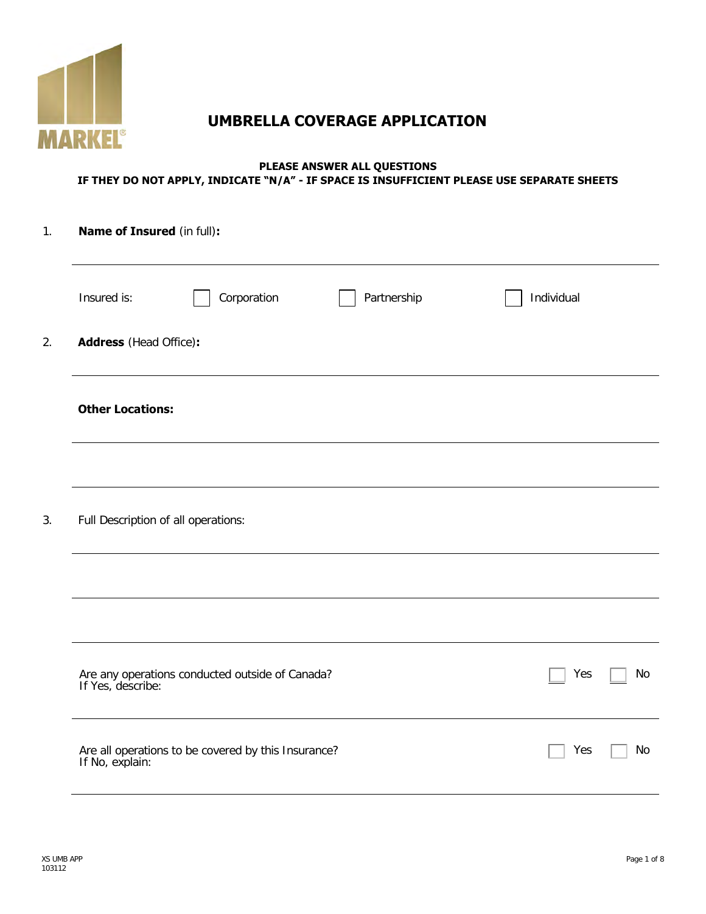MARKEL

# UMBRELLA COVERAGE APPLICATION

**PLEASE ANSWER ALL QUESTIONS**
**IF THEY DO NOT APPLY, INDICATE "N/A" - IF SPACE IS INSUFFICIENT PLEASE USE SEPARATE SHEETS**

1. **Name of Insured** (in full)**:**

   ______________________________________________

   Insured is: ☐ Corporation ☐ Partnership ☐ Individual

2. **Address** (Head Office)**:**

   ______________________________________________

   **Other Locations:**

   ______________________________________________

   ______________________________________________

3. Full Description of all operations:

   ______________________________________________

   ______________________________________________

   ______________________________________________

   Are any operations conducted outside of Canada? ☐ Yes ☐ No
   If Yes, describe:

   ______________________________________________

   Are all operations to be covered by this Insurance? ☐ Yes ☐ No
   If No, explain:

   ______________________________________________

XS UMB APP
103112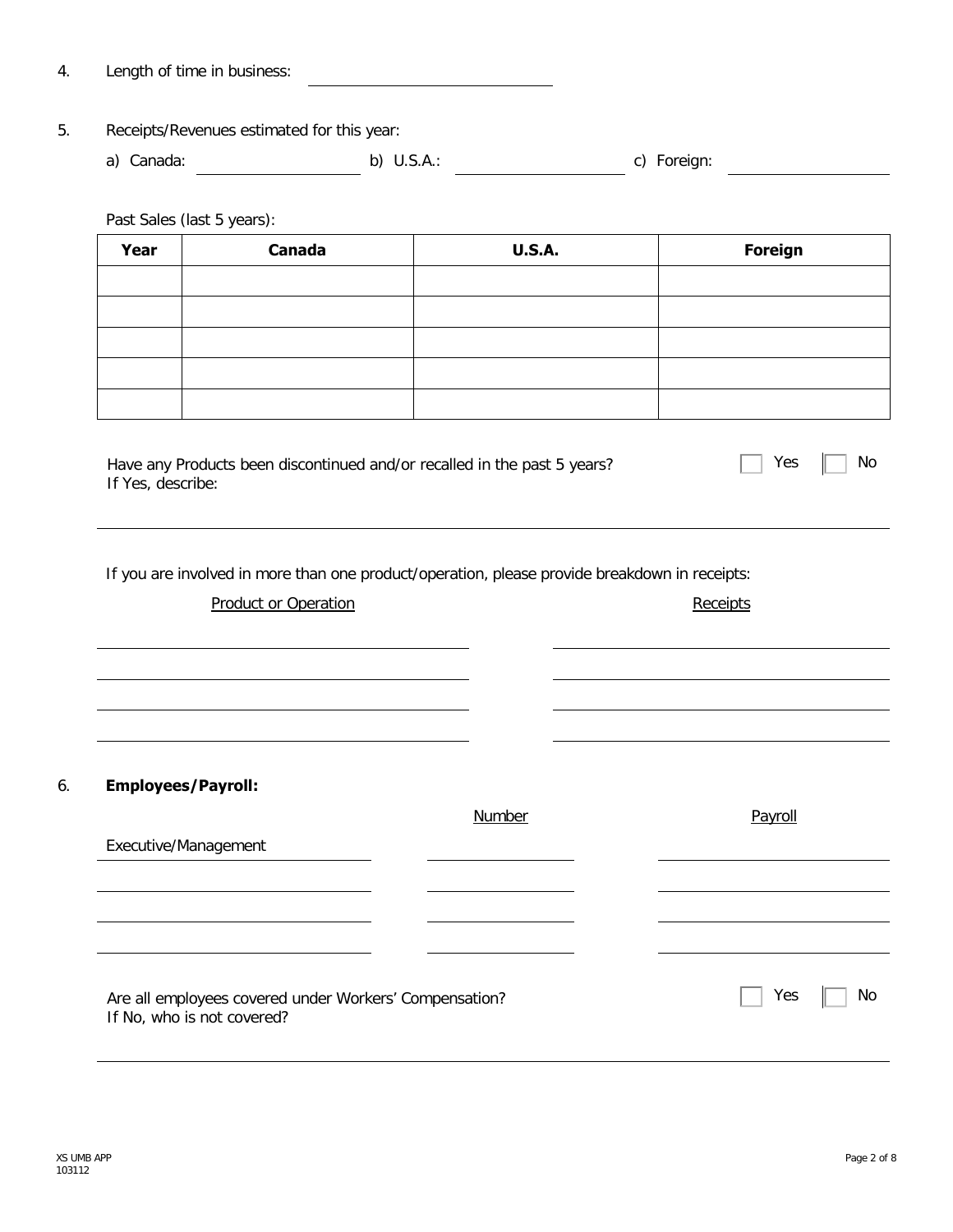4. Length of time in business: ____________________

5. Receipts/Revenues estimated for this year:

   a) Canada: ____________________ b) U.S.A.: ____________________ c) Foreign: ____________________

   Past Sales (last 5 years):

| Year | Canada | U.S.A. | Foreign |
|---|---|---|---|
| | | | |
| | | | |
| | | | |
| | | | |
| | | | |

Have any Products been discontinued and/or recalled in the past 5 years? ☐ Yes ☐ No
If Yes, describe:

____________________________________________________________

If you are involved in more than one product/operation, please provide breakdown in receipts:

| Product or Operation | Receipts |
|---|---|
| | |
| | |
| | |
| | |

6. **Employees/Payroll:**

| | Number | Payroll |
|---|---|---|
| Executive/Management | | |
| | | |
| | | |
| | | |

Are all employees covered under Workers' Compensation? ☐ Yes ☐ No
If No, who is not covered?

____________________________________________________________

XS UMB APP
103112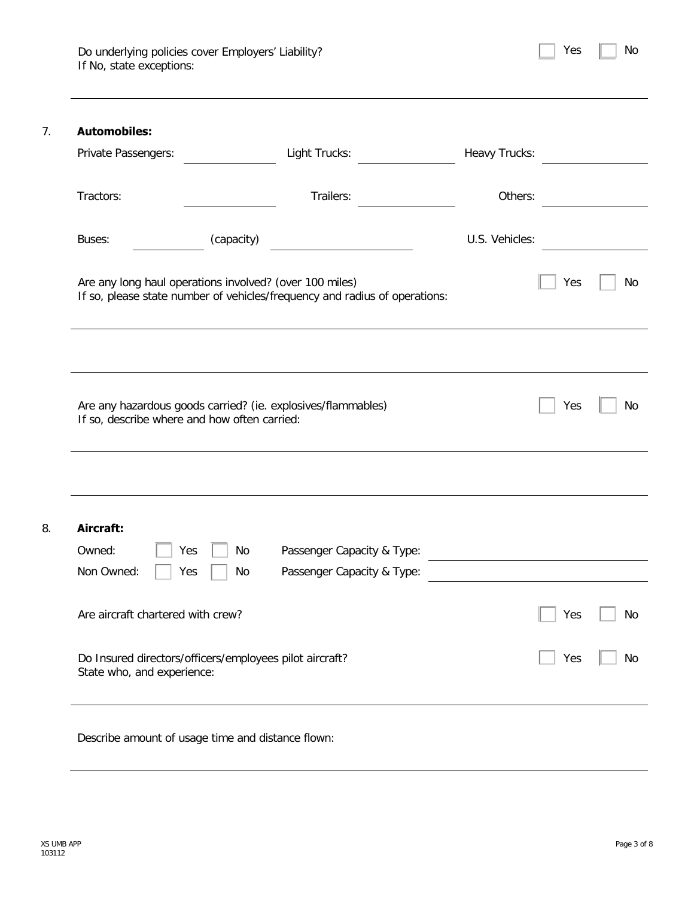Do underlying policies cover Employers' Liability? ☐ Yes ☐ No
If No, state exceptions:

---

7. **Automobiles:**

Private Passengers: ______ Light Trucks: ______ Heavy Trucks: ______

Tractors: ______ Trailers: ______ Others: ______

Buses: ______ (capacity) ______ U.S. Vehicles: ______

Are any long haul operations involved? (over 100 miles) ☐ Yes ☐ No
If so, please state number of vehicles/frequency and radius of operations:

---

---

Are any hazardous goods carried? (ie. explosives/flammables) ☐ Yes ☐ No
If so, describe where and how often carried:

---

---

8. **Aircraft:**

Owned: ☐ Yes ☐ No Passenger Capacity & Type: ______

Non Owned: ☐ Yes ☐ No Passenger Capacity & Type: ______

Are aircraft chartered with crew? ☐ Yes ☐ No

Do Insured directors/officers/employees pilot aircraft? ☐ Yes ☐ No
State who, and experience:

---

Describe amount of usage time and distance flown:

---

XS UMB APP
103112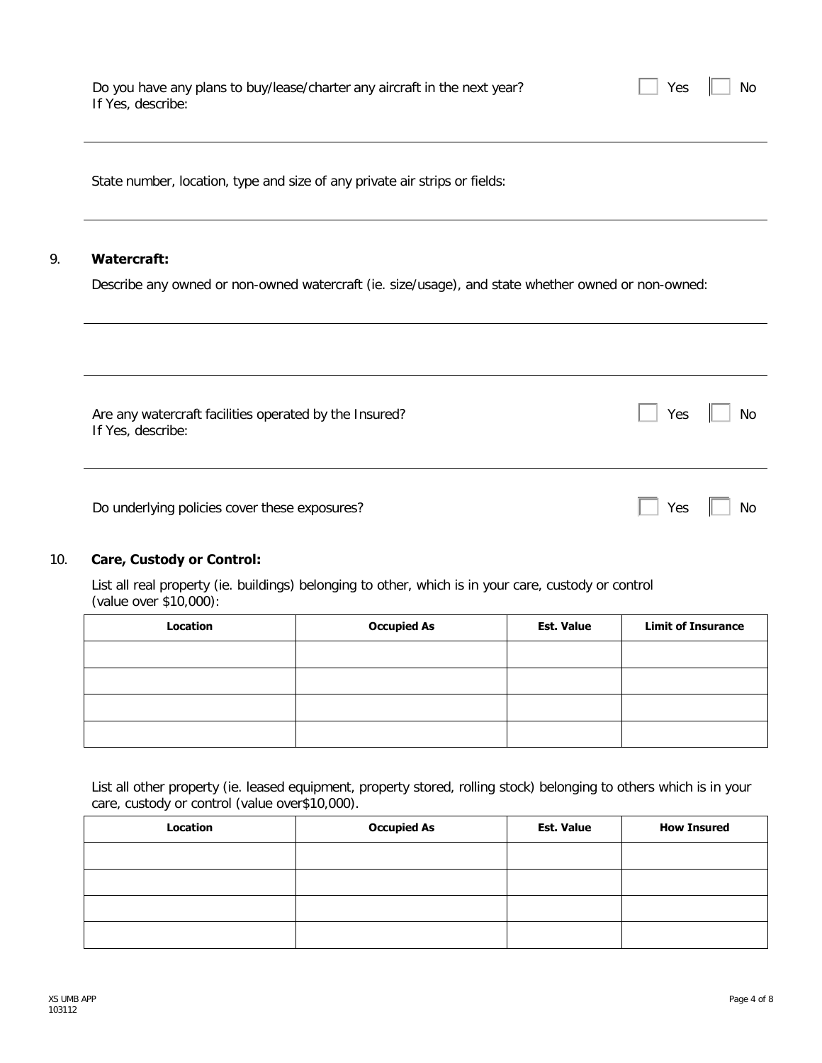Do you have any plans to buy/lease/charter any aircraft in the next year? ☐ Yes ☐ No
If Yes, describe:

---

State number, location, type and size of any private air strips or fields:

---

9. **Watercraft:**

Describe any owned or non-owned watercraft (ie. size/usage), and state whether owned or non-owned:

---

---

Are any watercraft facilities operated by the Insured? ☐ Yes ☐ No
If Yes, describe:

---

Do underlying policies cover these exposures? ☐ Yes ☐ No

10. **Care, Custody or Control:**

List all real property (ie. buildings) belonging to other, which is in your care, custody or control (value over $10,000):

| Location | Occupied As | Est. Value | Limit of Insurance |
|---|---|---|---|
| | | | |
| | | | |
| | | | |
| | | | |

List all other property (ie. leased equipment, property stored, rolling stock) belonging to others which is in your care, custody or control (value over$10,000).

| Location | Occupied As | Est. Value | How Insured |
|---|---|---|---|
| | | | |
| | | | |
| | | | |
| | | | |

XS UMB APP
103112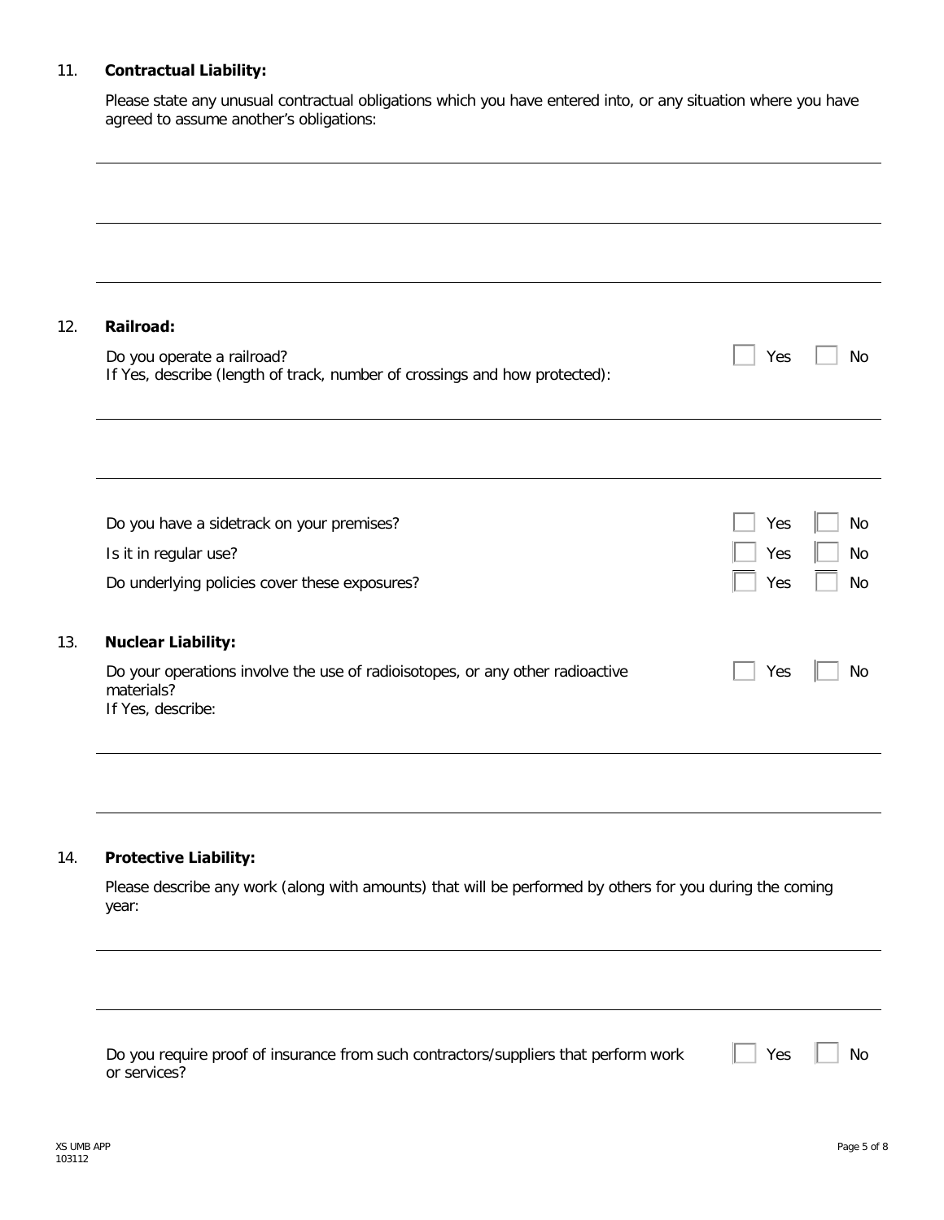11. **Contractual Liability:**

Please state any unusual contractual obligations which you have entered into, or any situation where you have agreed to assume another's obligations:

_______________________________________________

_______________________________________________

_______________________________________________

12. **Railroad:**

Do you operate a railroad? ☐ Yes ☐ No

If Yes, describe (length of track, number of crossings and how protected):

_______________________________________________

_______________________________________________

Do you have a sidetrack on your premises? ☐ Yes ☐ No

Is it in regular use? ☐ Yes ☐ No

Do underlying policies cover these exposures? ☐ Yes ☐ No

13. **Nuclear Liability:**

Do your operations involve the use of radioisotopes, or any other radioactive materials? ☐ Yes ☐ No

If Yes, describe:

_______________________________________________

_______________________________________________

14. **Protective Liability:**

Please describe any work (along with amounts) that will be performed by others for you during the coming year:

_______________________________________________

_______________________________________________

Do you require proof of insurance from such contractors/suppliers that perform work or services? ☐ Yes ☐ No

XS UMB APP
103112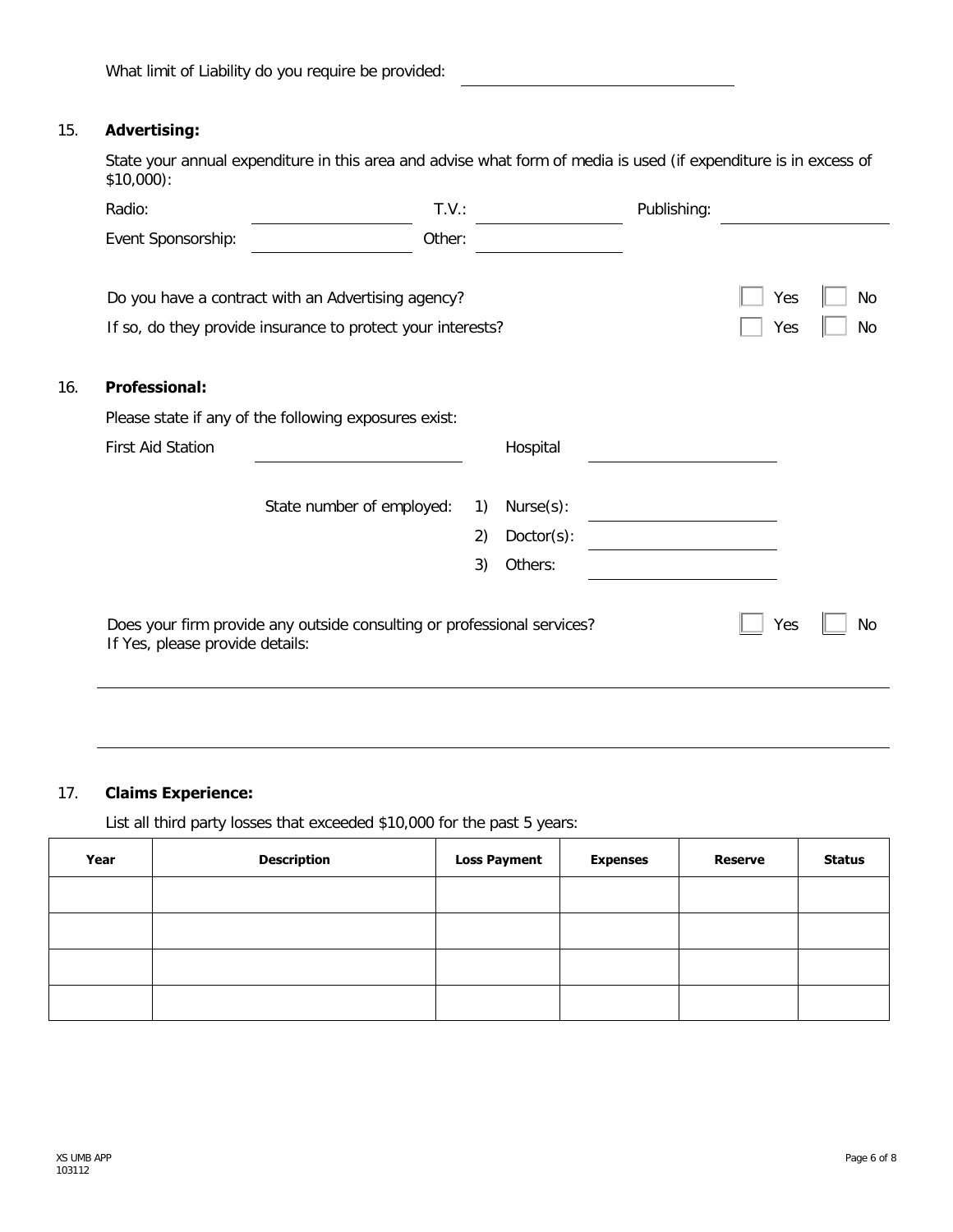What limit of Liability do you require be provided: ____________________

15. **Advertising:**

State your annual expenditure in this area and advise what form of media is used (if expenditure is in excess of $10,000):

Radio: ____________ T.V.: ____________ Publishing: ____________

Event Sponsorship: ____________ Other: ____________

Do you have a contract with an Advertising agency? ☐ Yes ☐ No

If so, do they provide insurance to protect your interests? ☐ Yes ☐ No

16. **Professional:**

Please state if any of the following exposures exist:

First Aid Station ____________ Hospital ____________

State number of employed:
1) Nurse(s): ____________
2) Doctor(s): ____________
3) Others: ____________

Does your firm provide any outside consulting or professional services? ☐ Yes ☐ No
If Yes, please provide details:

____________________________________________

____________________________________________

17. **Claims Experience:**

List all third party losses that exceeded $10,000 for the past 5 years:

| Year | Description | Loss Payment | Expenses | Reserve | Status |
|---|---|---|---|---|---|
| | | | | | |
| | | | | | |
| | | | | | |
| | | | | | |

XS UMB APP
103112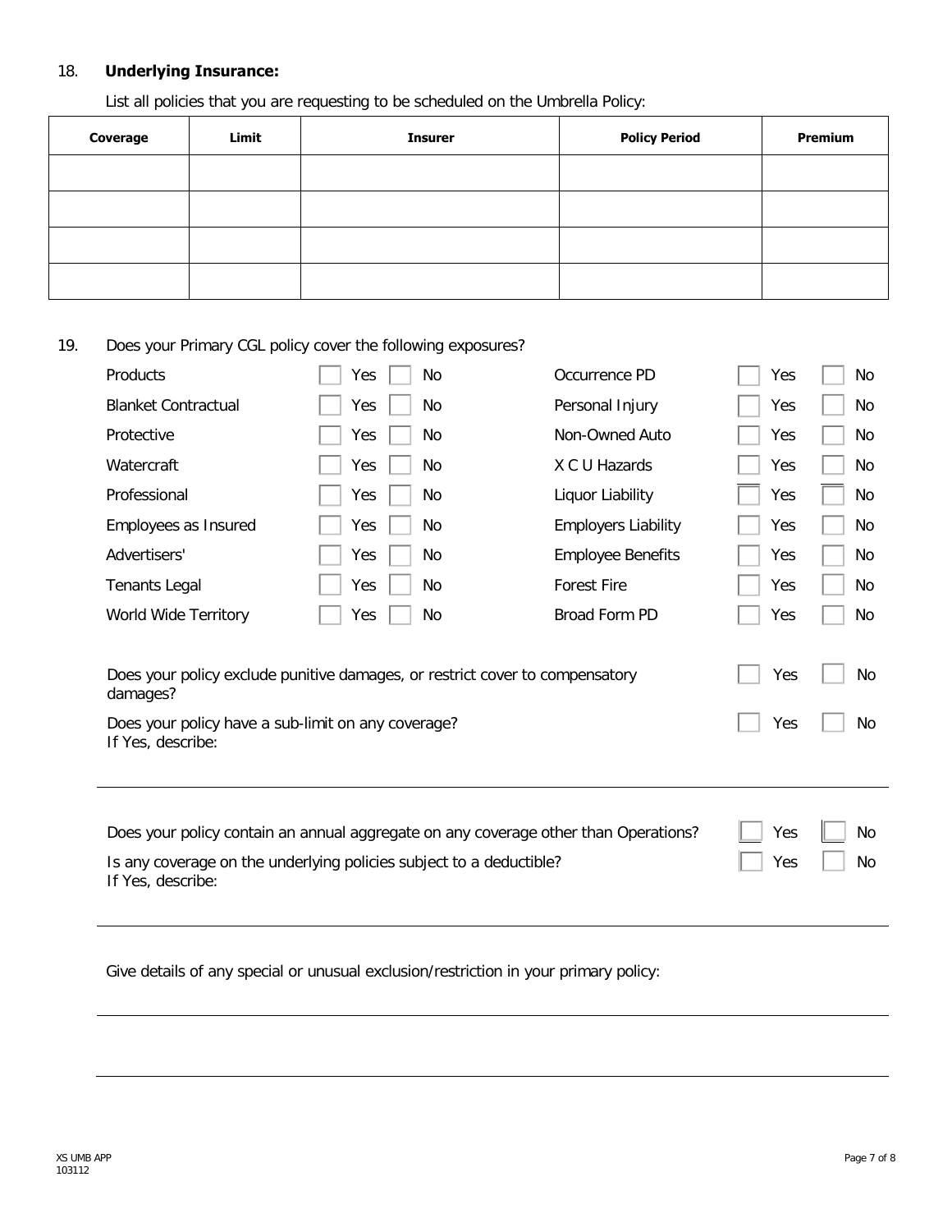18. **Underlying Insurance:**

List all policies that you are requesting to be scheduled on the Umbrella Policy:

| Coverage | Limit | Insurer | Policy Period | Premium |
|---|---|---|---|---|
| | | | | |
| | | | | |
| | | | | |
| | | | | |

19. Does your Primary CGL policy cover the following exposures?

| | | | | | |
|---|---|---|---|---|---|
| Products | ☐ Yes | ☐ No | Occurrence PD | ☐ Yes | ☐ No |
| Blanket Contractual | ☐ Yes | ☐ No | Personal Injury | ☐ Yes | ☐ No |
| Protective | ☐ Yes | ☐ No | Non-Owned Auto | ☐ Yes | ☐ No |
| Watercraft | ☐ Yes | ☐ No | X C U Hazards | ☐ Yes | ☐ No |
| Professional | ☐ Yes | ☐ No | Liquor Liability | ☐ Yes | ☐ No |
| Employees as Insured | ☐ Yes | ☐ No | Employers Liability | ☐ Yes | ☐ No |
| Advertisers' | ☐ Yes | ☐ No | Employee Benefits | ☐ Yes | ☐ No |
| Tenants Legal | ☐ Yes | ☐ No | Forest Fire | ☐ Yes | ☐ No |
| World Wide Territory | ☐ Yes | ☐ No | Broad Form PD | ☐ Yes | ☐ No |

Does your policy exclude punitive damages, or restrict cover to compensatory damages? ☐ Yes ☐ No

Does your policy have a sub-limit on any coverage? ☐ Yes ☐ No
If Yes, describe:

______________________________________________________________________

Does your policy contain an annual aggregate on any coverage other than Operations? ☐ Yes ☐ No

Is any coverage on the underlying policies subject to a deductible? ☐ Yes ☐ No
If Yes, describe:

______________________________________________________________________

Give details of any special or unusual exclusion/restriction in your primary policy:

______________________________________________________________________

______________________________________________________________________

XS UMB APP
103112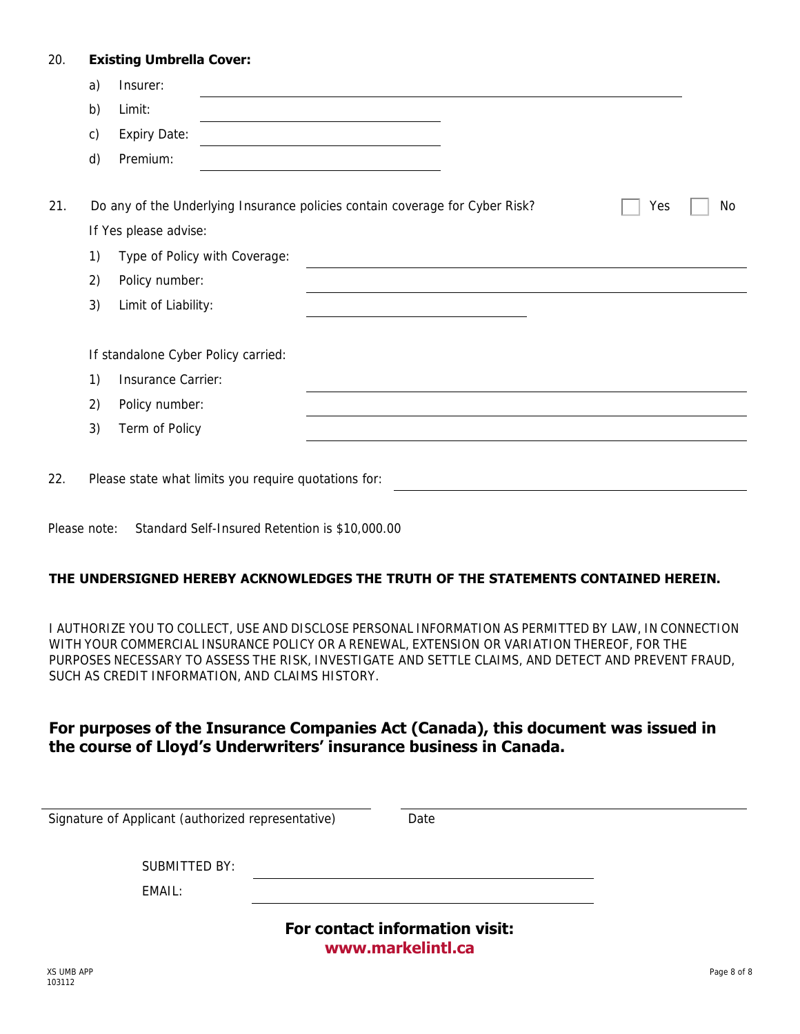20. **Existing Umbrella Cover:**

   a) Insurer: ______________________________

   b) Limit: ______________________________

   c) Expiry Date: ______________________________

   d) Premium: ______________________________

21. Do any of the Underlying Insurance policies contain coverage for Cyber Risk? ☐ Yes ☐ No

   If Yes please advise:

   1) Type of Policy with Coverage: ______________________________

   2) Policy number: ______________________________

   3) Limit of Liability: ______________________________

   If standalone Cyber Policy carried:

   1) Insurance Carrier: ______________________________

   2) Policy number: ______________________________

   3) Term of Policy ______________________________

22. Please state what limits you require quotations for: ______________________________

Please note: Standard Self-Insured Retention is $10,000.00

**THE UNDERSIGNED HEREBY ACKNOWLEDGES THE TRUTH OF THE STATEMENTS CONTAINED HEREIN.**

I AUTHORIZE YOU TO COLLECT, USE AND DISCLOSE PERSONAL INFORMATION AS PERMITTED BY LAW, IN CONNECTION WITH YOUR COMMERCIAL INSURANCE POLICY OR A RENEWAL, EXTENSION OR VARIATION THEREOF, FOR THE PURPOSES NECESSARY TO ASSESS THE RISK, INVESTIGATE AND SETTLE CLAIMS, AND DETECT AND PREVENT FRAUD, SUCH AS CREDIT INFORMATION, AND CLAIMS HISTORY.

**For purposes of the Insurance Companies Act (Canada), this document was issued in the course of Lloyd's Underwriters' insurance business in Canada.**

______________________________ ______________________________

Signature of Applicant (authorized representative) Date

SUBMITTED BY: ______________________________

EMAIL: ______________________________

**For contact information visit:**
**www.markelintl.ca**

XS UMB APP
103112